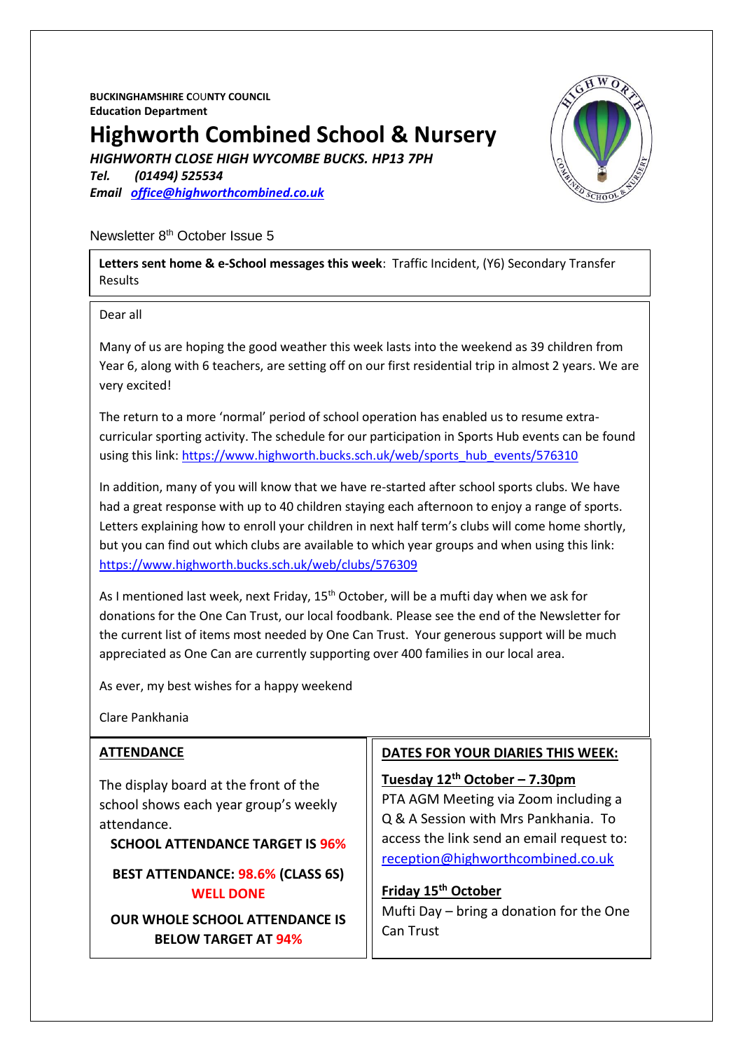**BUCKINGHAMSHIRE COUNTY COUNCIL**
**Education Department**

# Highworth Combined School & Nursery

***HIGHWORTH CLOSE HIGH WYCOMBE BUCKS. HP13 7PH***
***Tel. (01494) 525534***
***Email office@highworthcombined.co.uk***

Newsletter 8th October Issue 5

**Letters sent home & e-School messages this week**: Traffic Incident, (Y6) Secondary Transfer Results

Dear all

Many of us are hoping the good weather this week lasts into the weekend as 39 children from Year 6, along with 6 teachers, are setting off on our first residential trip in almost 2 years. We are very excited!

The return to a more 'normal' period of school operation has enabled us to resume extra-curricular sporting activity. The schedule for our participation in Sports Hub events can be found using this link: https://www.highworth.bucks.sch.uk/web/sports_hub_events/576310

In addition, many of you will know that we have re-started after school sports clubs. We have had a great response with up to 40 children staying each afternoon to enjoy a range of sports. Letters explaining how to enroll your children in next half term's clubs will come home shortly, but you can find out which clubs are available to which year groups and when using this link: https://www.highworth.bucks.sch.uk/web/clubs/576309

As I mentioned last week, next Friday, 15th October, will be a mufti day when we ask for donations for the One Can Trust, our local foodbank. Please see the end of the Newsletter for the current list of items most needed by One Can Trust. Your generous support will be much appreciated as One Can are currently supporting over 400 families in our local area.

As ever, my best wishes for a happy weekend

Clare Pankhania

## ATTENDANCE

The display board at the front of the school shows each year group's weekly attendance.

**SCHOOL ATTENDANCE TARGET IS 96%**

**BEST ATTENDANCE: 98.6% (CLASS 6S)**
**WELL DONE**

**OUR WHOLE SCHOOL ATTENDANCE IS BELOW TARGET AT 94%**

## DATES FOR YOUR DIARIES THIS WEEK:

**Tuesday 12th October – 7.30pm**
PTA AGM Meeting via Zoom including a Q & A Session with Mrs Pankhania. To access the link send an email request to: reception@highworthcombined.co.uk

**Friday 15th October**
Mufti Day – bring a donation for the One Can Trust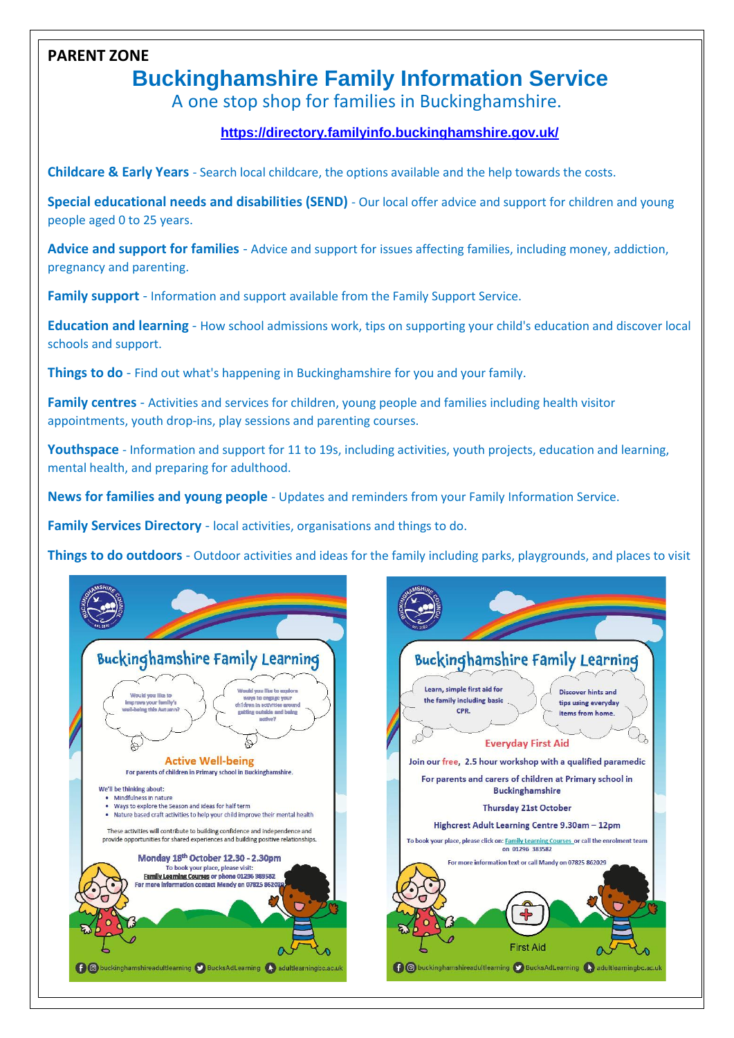**PARENT ZONE**

# Buckinghamshire Family Information Service

A one stop shop for families in Buckinghamshire.

https://directory.familyinfo.buckinghamshire.gov.uk/

**Childcare & Early Years** - Search local childcare, the options available and the help towards the costs.

**Special educational needs and disabilities (SEND)** - Our local offer advice and support for children and young people aged 0 to 25 years.

**Advice and support for families** - Advice and support for issues affecting families, including money, addiction, pregnancy and parenting.

**Family support** - Information and support available from the Family Support Service.

**Education and learning** - How school admissions work, tips on supporting your child's education and discover local schools and support.

**Things to do** - Find out what's happening in Buckinghamshire for you and your family.

**Family centres** - Activities and services for children, young people and families including health visitor appointments, youth drop-ins, play sessions and parenting courses.

**Youthspace** - Information and support for 11 to 19s, including activities, youth projects, education and learning, mental health, and preparing for adulthood.

**News for families and young people** - Updates and reminders from your Family Information Service.

**Family Services Directory** - local activities, organisations and things to do.

**Things to do outdoors** - Outdoor activities and ideas for the family including parks, playgrounds, and places to visit

## Buckinghamshire Family Learning

Would you like to improve your family's well-being this Autumn?

Would you like to explore ways to engage your children in activities around getting outside and being active?

### Active Well-being

For parents of children in Primary school in Buckinghamshire.

We'll be thinking about:

- Mindfulness in nature
- Ways to explore the Season and ideas for half term
- Nature based craft activities to help your child improve their mental health

These activities will contribute to building confidence and independence and provide opportunities for shared experiences and building positive relationships.

**Monday 18th October 12.30 - 2.30pm**

To book your place, please visit:
Family Learning Courses or phone 01296 383582
For more information contact Mandy on 07825 862029

buckinghamshireadultlearning BucksAdLearning adultlearningbc.ac.uk

## Buckinghamshire Family Learning

Learn, simple first aid for the family including basic CPR.

Discover hints and tips using everyday items from home.

### Everyday First Aid

Join our free, 2.5 hour workshop with a qualified paramedic

For parents and carers of children at Primary school in Buckinghamshire

Thursday 21st October

Highcrest Adult Learning Centre 9.30am – 12pm

To book your place, please click on: Family Learning Courses or call the enrolment team on 01296 383582

For more information text or call Mandy on 07825 862029

First Aid

buckinghamshireadultlearning BucksAdLearning adultlearningbc.ac.uk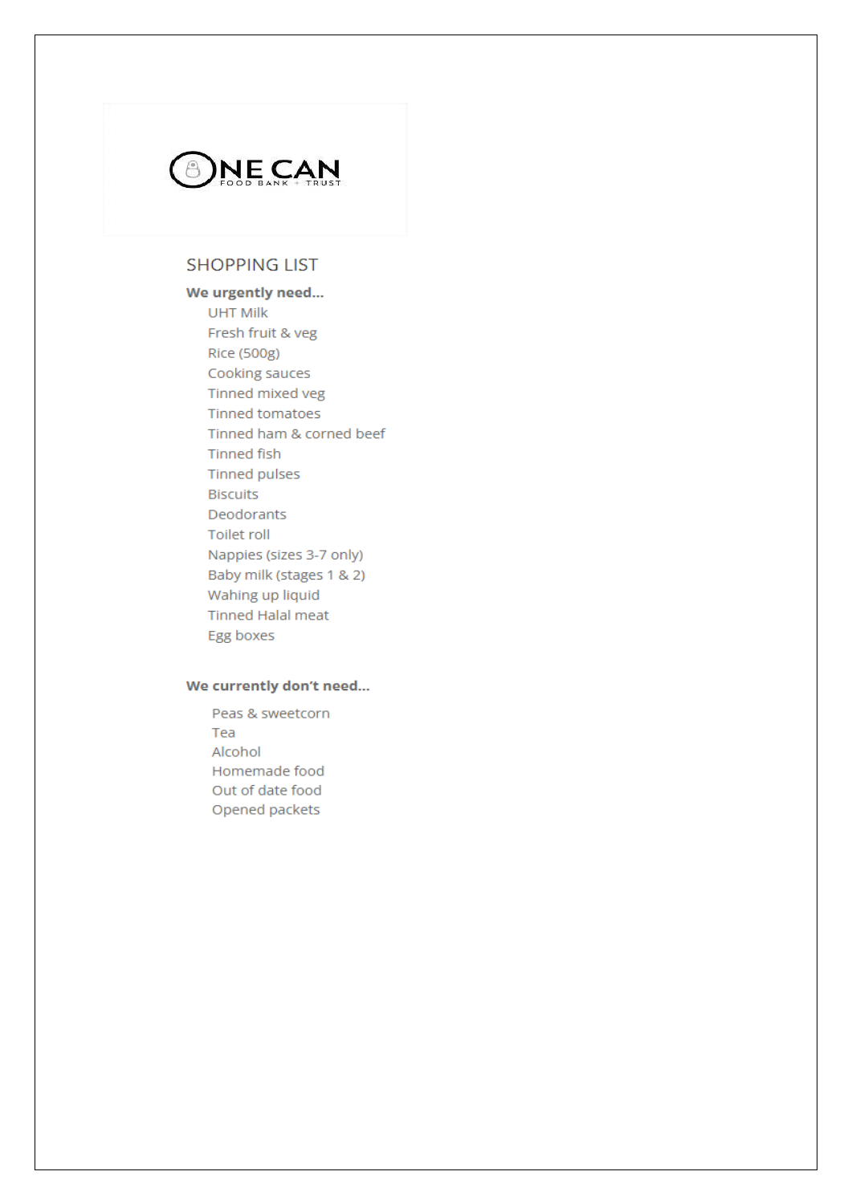ONE CAN
FOOD BANK + TRUST

## SHOPPING LIST

**We urgently need...**

- UHT Milk
- Fresh fruit & veg
- Rice (500g)
- Cooking sauces
- Tinned mixed veg
- Tinned tomatoes
- Tinned ham & corned beef
- Tinned fish
- Tinned pulses
- Biscuits
- Deodorants
- Toilet roll
- Nappies (sizes 3-7 only)
- Baby milk (stages 1 & 2)
- Wahing up liquid
- Tinned Halal meat
- Egg boxes

**We currently don't need...**

- Peas & sweetcorn
- Tea
- Alcohol
- Homemade food
- Out of date food
- Opened packets